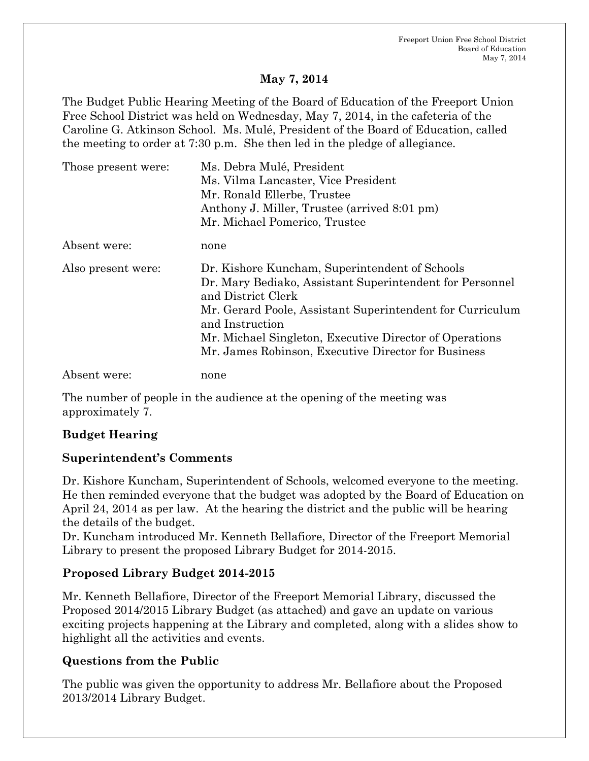## May 7, 2014

The Budget Public Hearing Meeting of the Board of Education of the Freeport Union Free School District was held on Wednesday, May 7, 2014, in the cafeteria of the Caroline G. Atkinson School. Ms. Mulé, President of the Board of Education, called the meeting to order at 7:30 p.m. She then led in the pledge of allegiance.

| | |
|---|---|
| Those present were: | Ms. Debra Mulé, President<br>Ms. Vilma Lancaster, Vice President<br>Mr. Ronald Ellerbe, Trustee<br>Anthony J. Miller, Trustee (arrived 8:01 pm)<br>Mr. Michael Pomerico, Trustee |
| Absent were: | none |
| Also present were: | Dr. Kishore Kuncham, Superintendent of Schools<br>Dr. Mary Bediako, Assistant Superintendent for Personnel and District Clerk<br>Mr. Gerard Poole, Assistant Superintendent for Curriculum and Instruction<br>Mr. Michael Singleton, Executive Director of Operations<br>Mr. James Robinson, Executive Director for Business |
| Absent were: | none |

The number of people in the audience at the opening of the meeting was approximately 7.

### Budget Hearing

### Superintendent's Comments

Dr. Kishore Kuncham, Superintendent of Schools, welcomed everyone to the meeting. He then reminded everyone that the budget was adopted by the Board of Education on April 24, 2014 as per law. At the hearing the district and the public will be hearing the details of the budget.
Dr. Kuncham introduced Mr. Kenneth Bellafiore, Director of the Freeport Memorial Library to present the proposed Library Budget for 2014-2015.

### Proposed Library Budget 2014-2015

Mr. Kenneth Bellafiore, Director of the Freeport Memorial Library, discussed the Proposed 2014/2015 Library Budget (as attached) and gave an update on various exciting projects happening at the Library and completed, along with a slides show to highlight all the activities and events.

### Questions from the Public

The public was given the opportunity to address Mr. Bellafiore about the Proposed 2013/2014 Library Budget.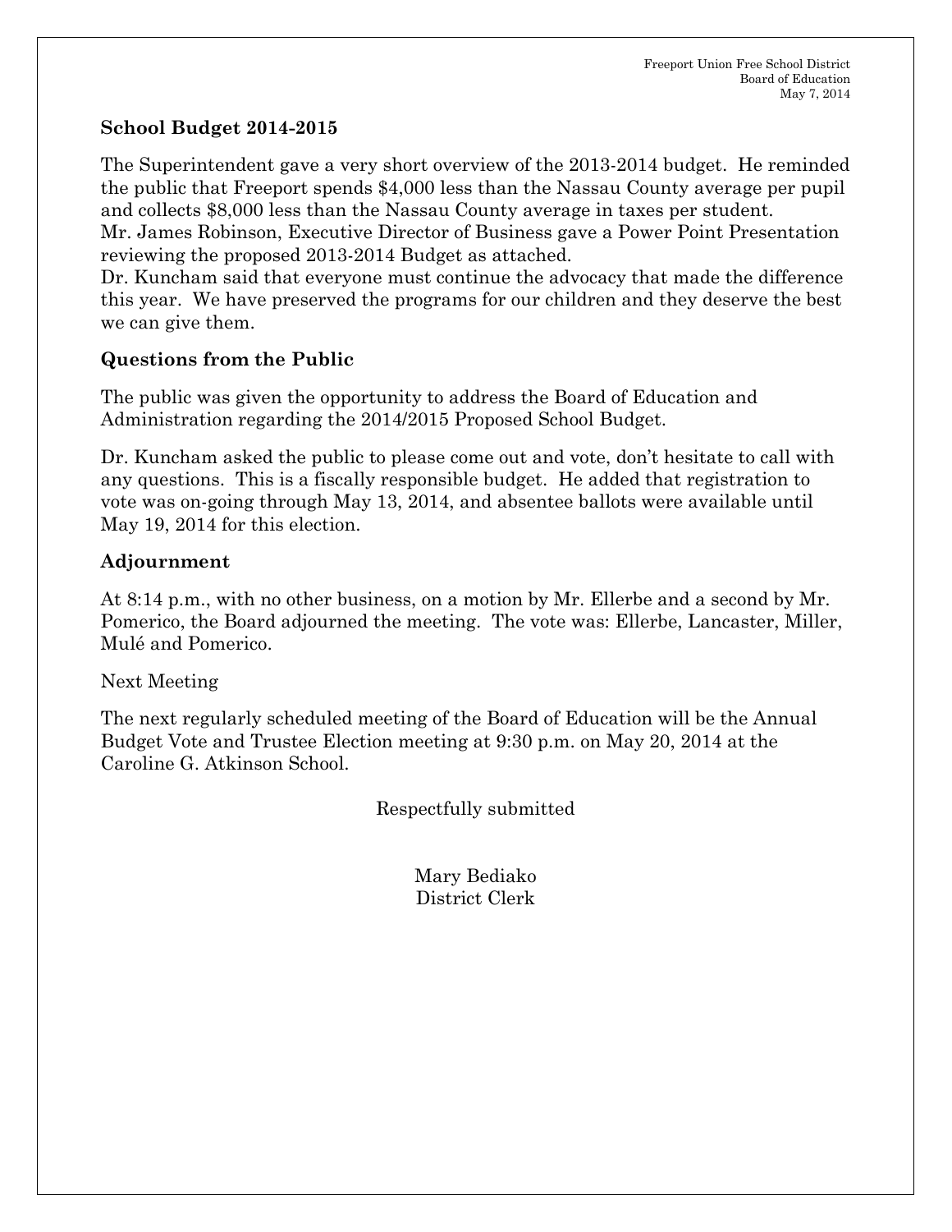**School Budget 2014-2015**

The Superintendent gave a very short overview of the 2013-2014 budget. He reminded the public that Freeport spends $4,000 less than the Nassau County average per pupil and collects $8,000 less than the Nassau County average in taxes per student.
Mr. James Robinson, Executive Director of Business gave a Power Point Presentation reviewing the proposed 2013-2014 Budget as attached.
Dr. Kuncham said that everyone must continue the advocacy that made the difference this year. We have preserved the programs for our children and they deserve the best we can give them.

**Questions from the Public**

The public was given the opportunity to address the Board of Education and Administration regarding the 2014/2015 Proposed School Budget.

Dr. Kuncham asked the public to please come out and vote, don't hesitate to call with any questions. This is a fiscally responsible budget. He added that registration to vote was on-going through May 13, 2014, and absentee ballots were available until May 19, 2014 for this election.

**Adjournment**

At 8:14 p.m., with no other business, on a motion by Mr. Ellerbe and a second by Mr. Pomerico, the Board adjourned the meeting. The vote was: Ellerbe, Lancaster, Miller, Mulé and Pomerico.

Next Meeting

The next regularly scheduled meeting of the Board of Education will be the Annual Budget Vote and Trustee Election meeting at 9:30 p.m. on May 20, 2014 at the Caroline G. Atkinson School.

Respectfully submitted

Mary Bediako
District Clerk